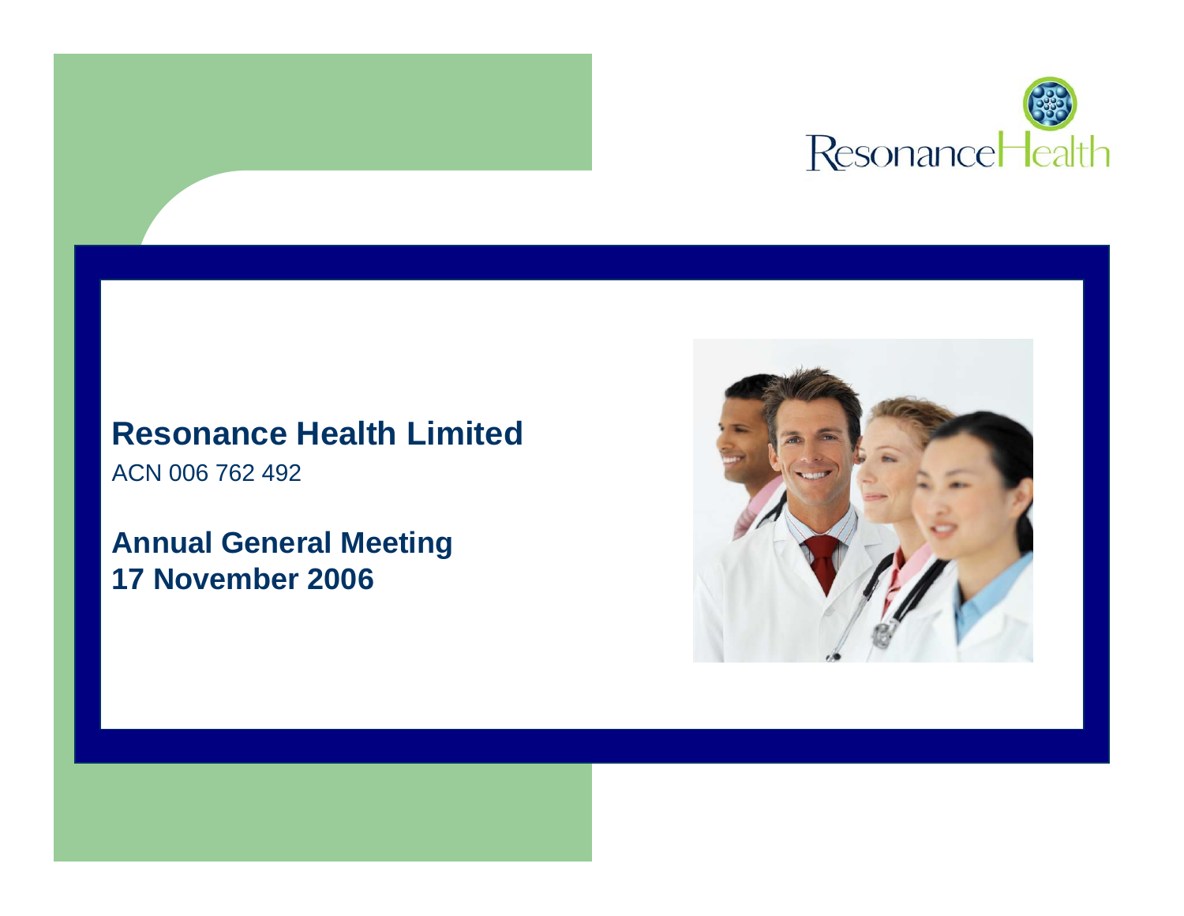ResonanceHealth

# Resonance Health Limited

ACN 006 762 492

## Annual General Meeting
## 17 November 2006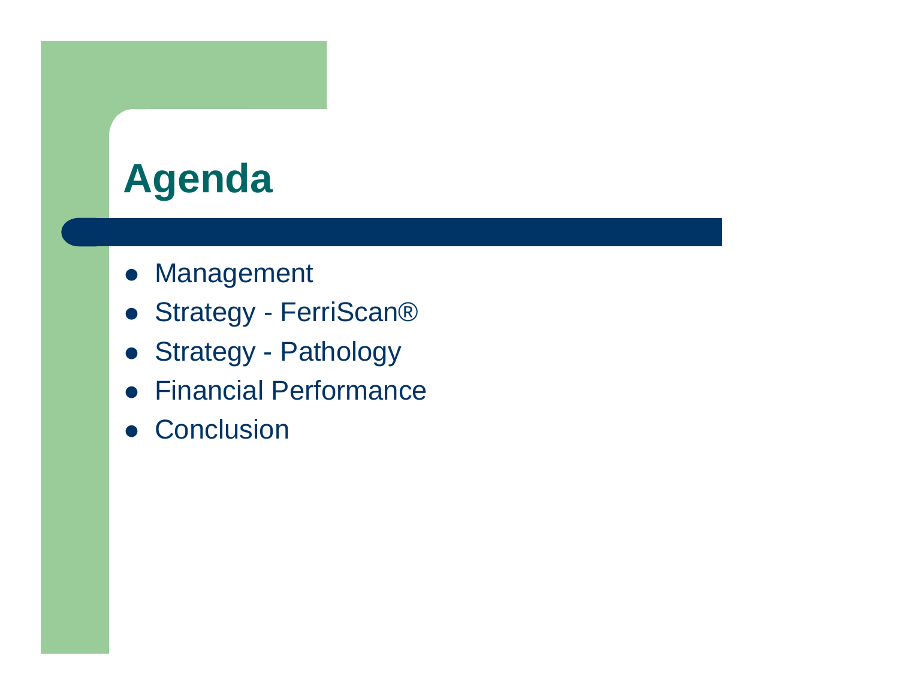# Agenda

- Management
- Strategy - FerriScan®
- Strategy - Pathology
- Financial Performance
- Conclusion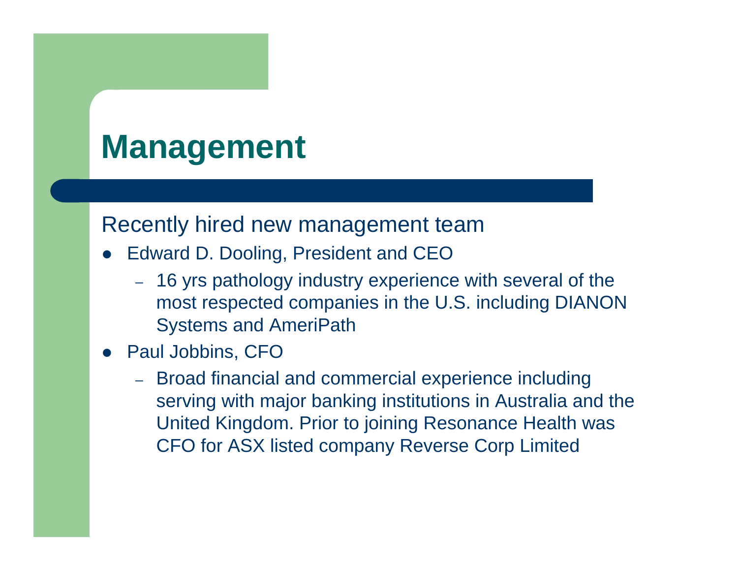# Management

Recently hired new management team

- Edward D. Dooling, President and CEO
  - 16 yrs pathology industry experience with several of the most respected companies in the U.S. including DIANON Systems and AmeriPath
- Paul Jobbins, CFO
  - Broad financial and commercial experience including serving with major banking institutions in Australia and the United Kingdom. Prior to joining Resonance Health was CFO for ASX listed company Reverse Corp Limited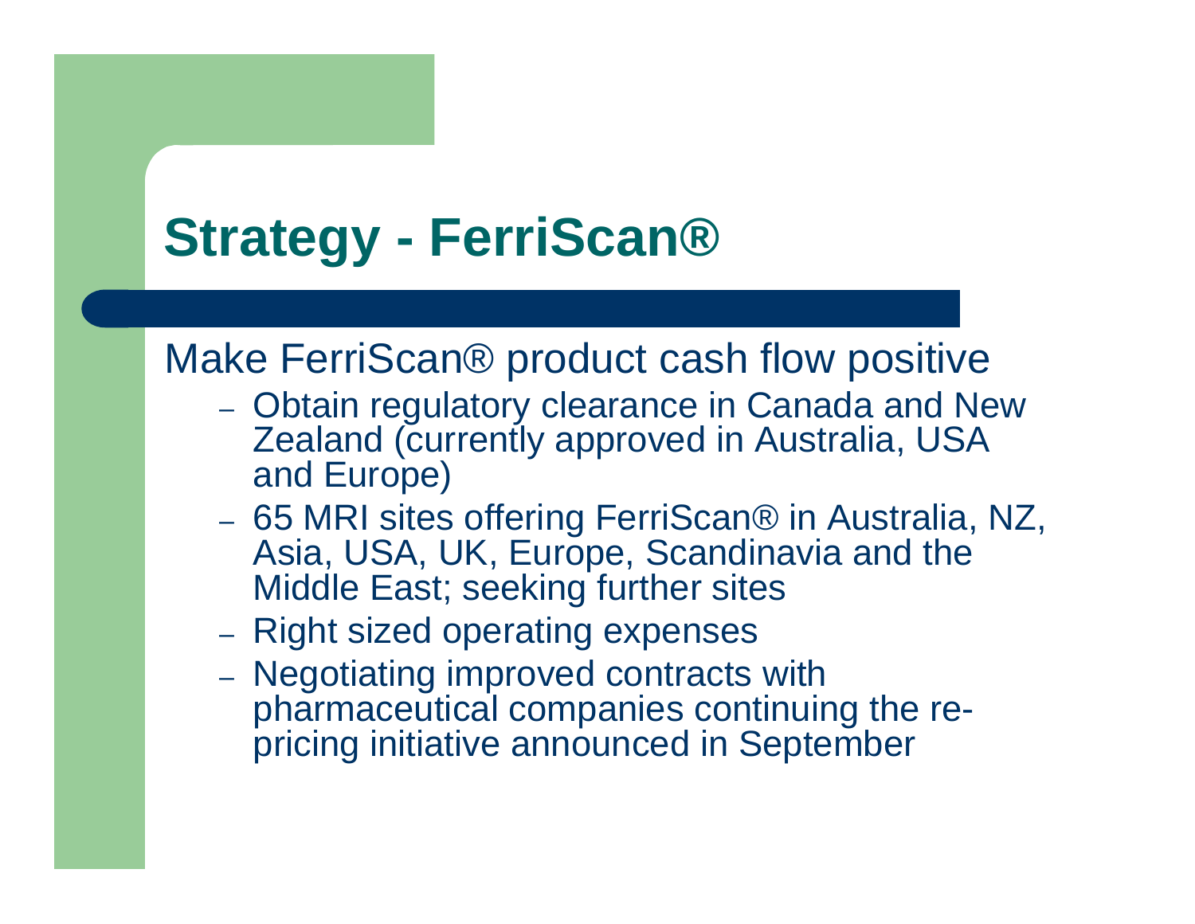# Strategy - FerriScan®

Make FerriScan® product cash flow positive

- Obtain regulatory clearance in Canada and New Zealand (currently approved in Australia, USA and Europe)
- 65 MRI sites offering FerriScan® in Australia, NZ, Asia, USA, UK, Europe, Scandinavia and the Middle East; seeking further sites
- Right sized operating expenses
- Negotiating improved contracts with pharmaceutical companies continuing the re-pricing initiative announced in September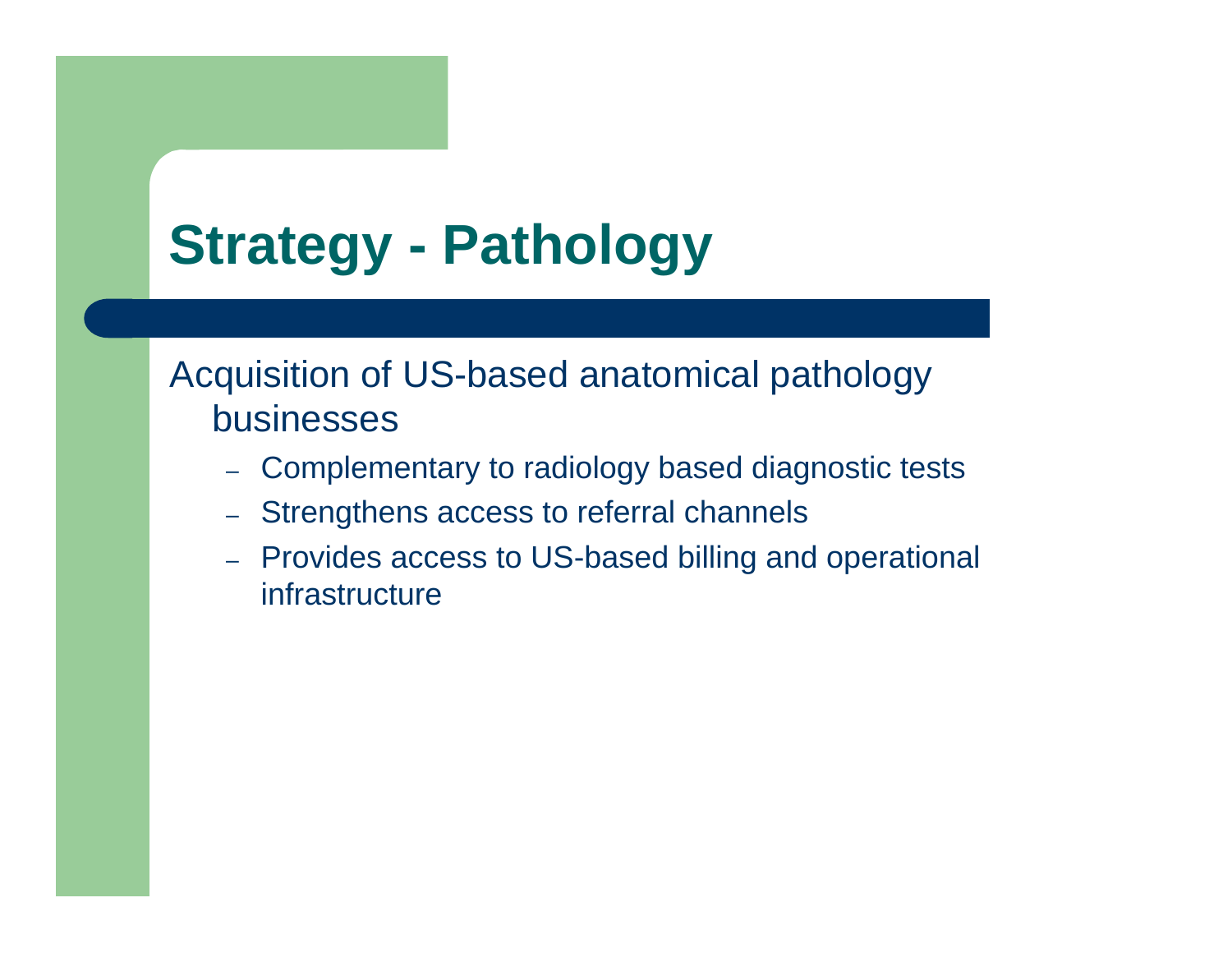# Strategy - Pathology

Acquisition of US-based anatomical pathology businesses

- Complementary to radiology based diagnostic tests
- Strengthens access to referral channels
- Provides access to US-based billing and operational infrastructure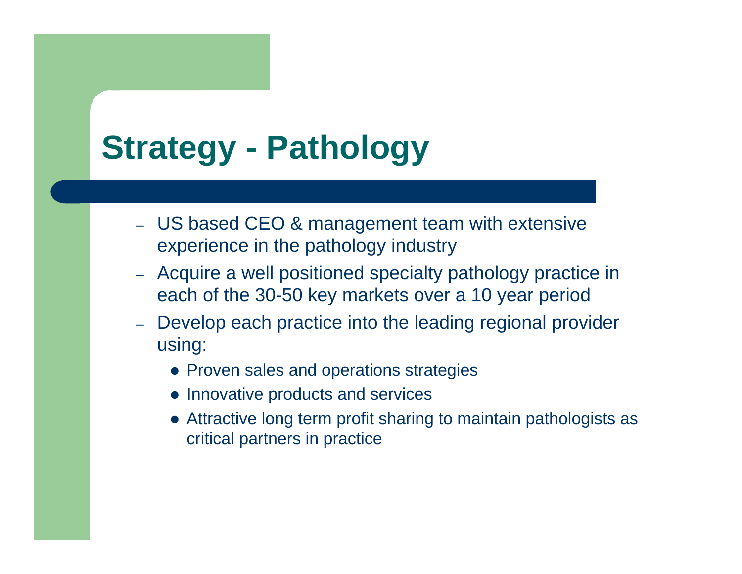# Strategy - Pathology

- US based CEO & management team with extensive experience in the pathology industry
- Acquire a well positioned specialty pathology practice in each of the 30-50 key markets over a 10 year period
- Develop each practice into the leading regional provider using:
  - Proven sales and operations strategies
  - Innovative products and services
  - Attractive long term profit sharing to maintain pathologists as critical partners in practice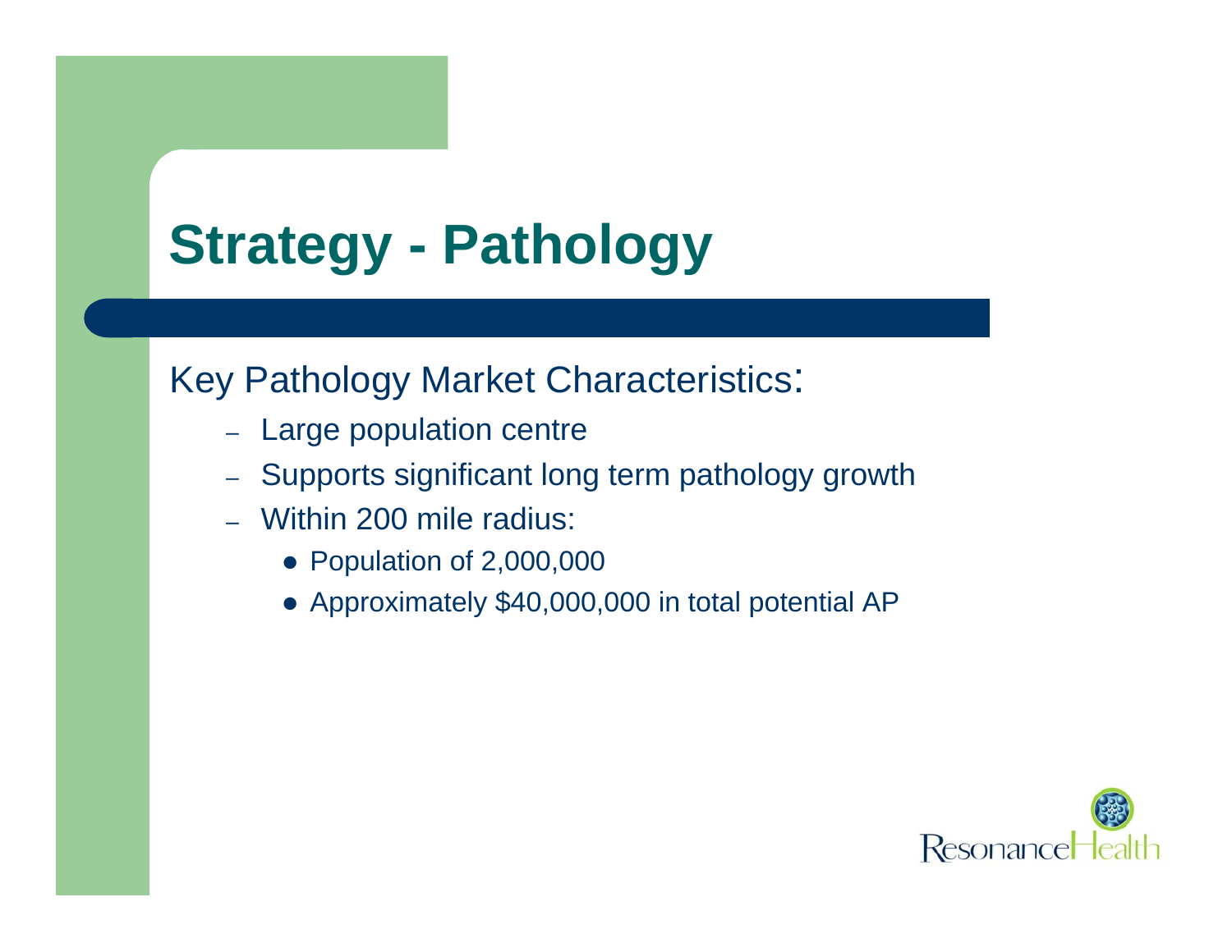# Strategy - Pathology

Key Pathology Market Characteristics:

- Large population centre
- Supports significant long term pathology growth
- Within 200 mile radius:
  - Population of 2,000,000
  - Approximately $40,000,000 in total potential AP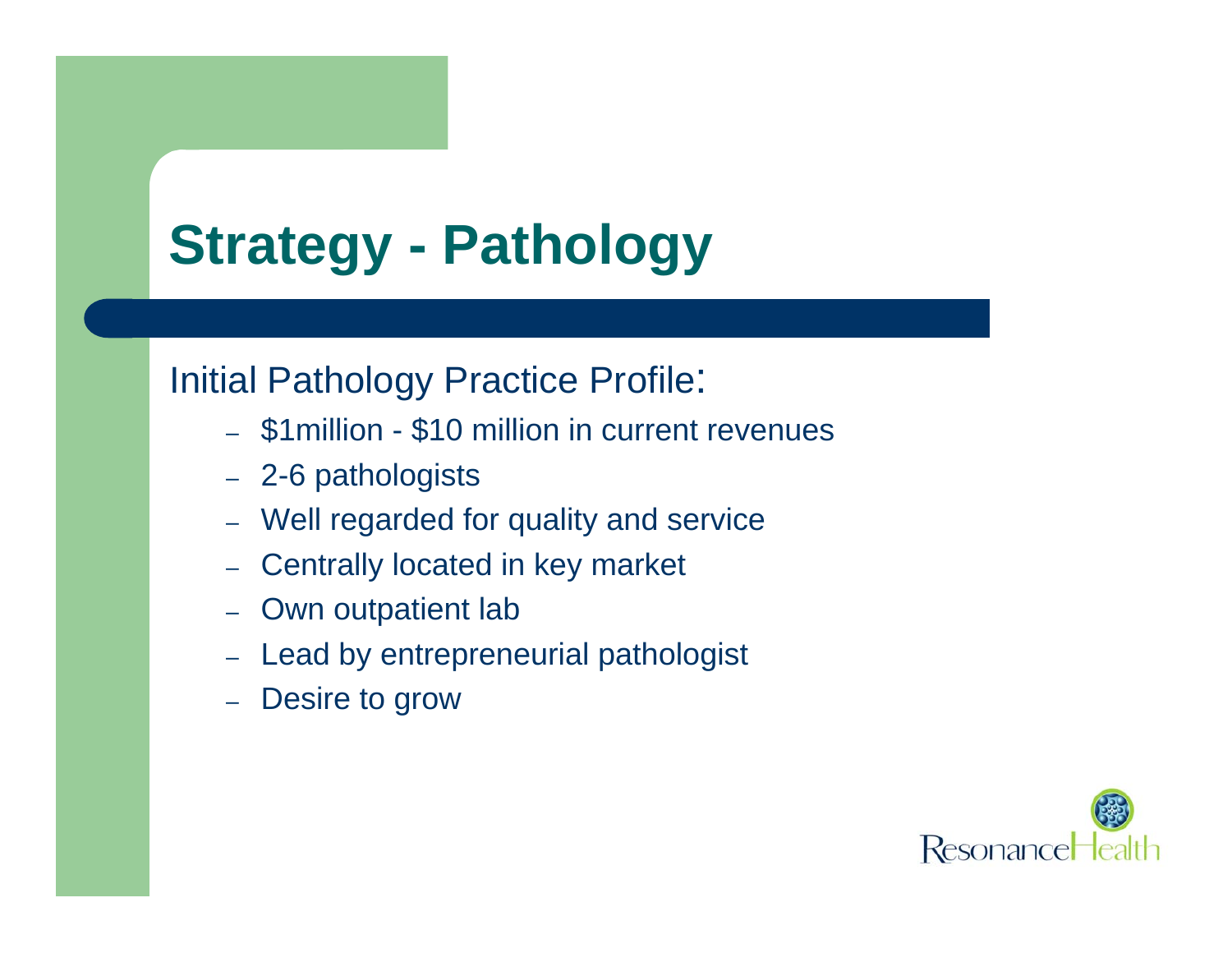# Strategy - Pathology

Initial Pathology Practice Profile:

- $1million - $10 million in current revenues
- 2-6 pathologists
- Well regarded for quality and service
- Centrally located in key market
- Own outpatient lab
- Lead by entrepreneurial pathologist
- Desire to grow

ResonanceHealth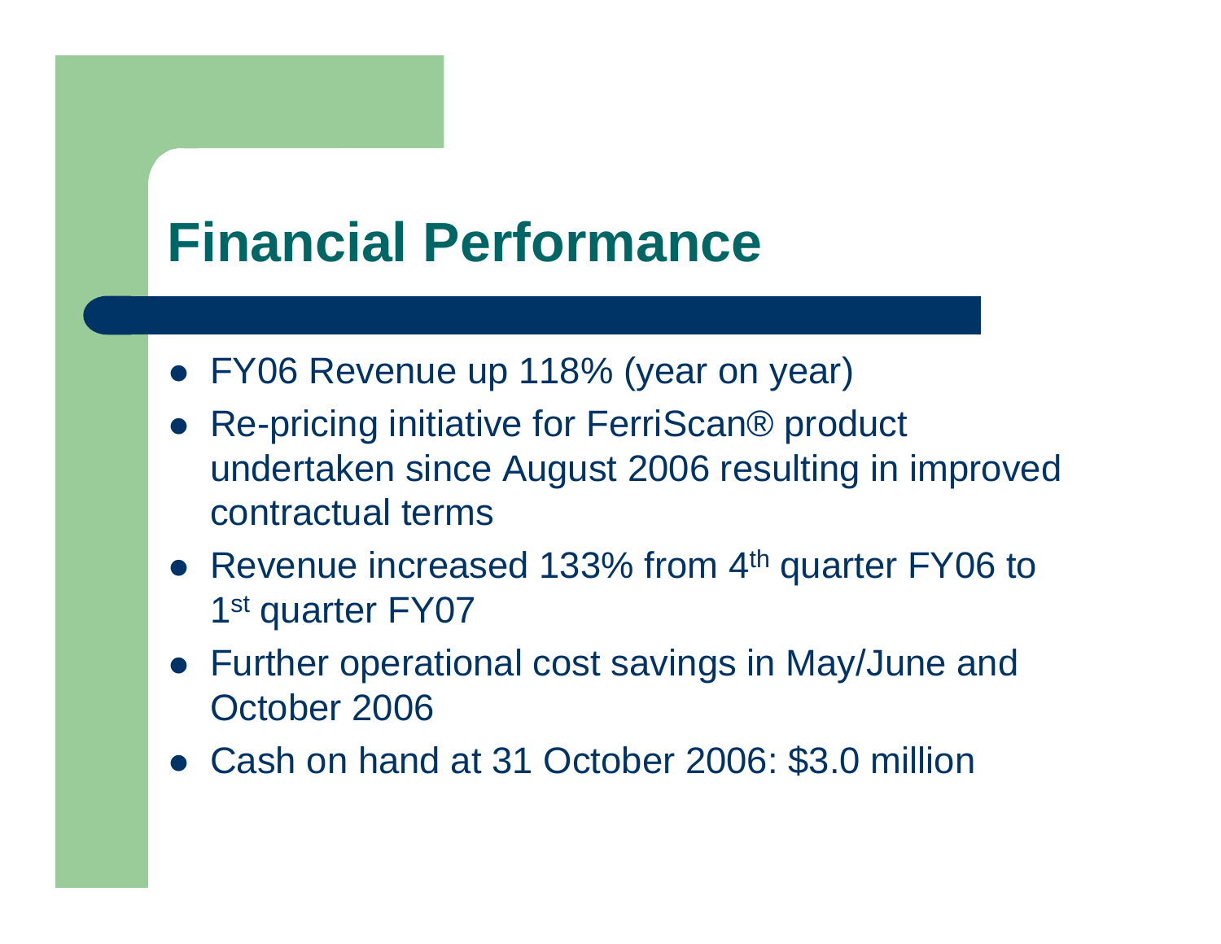# Financial Performance

- FY06 Revenue up 118% (year on year)
- Re-pricing initiative for FerriScan® product undertaken since August 2006 resulting in improved contractual terms
- Revenue increased 133% from 4th quarter FY06 to 1st quarter FY07
- Further operational cost savings in May/June and October 2006
- Cash on hand at 31 October 2006: $3.0 million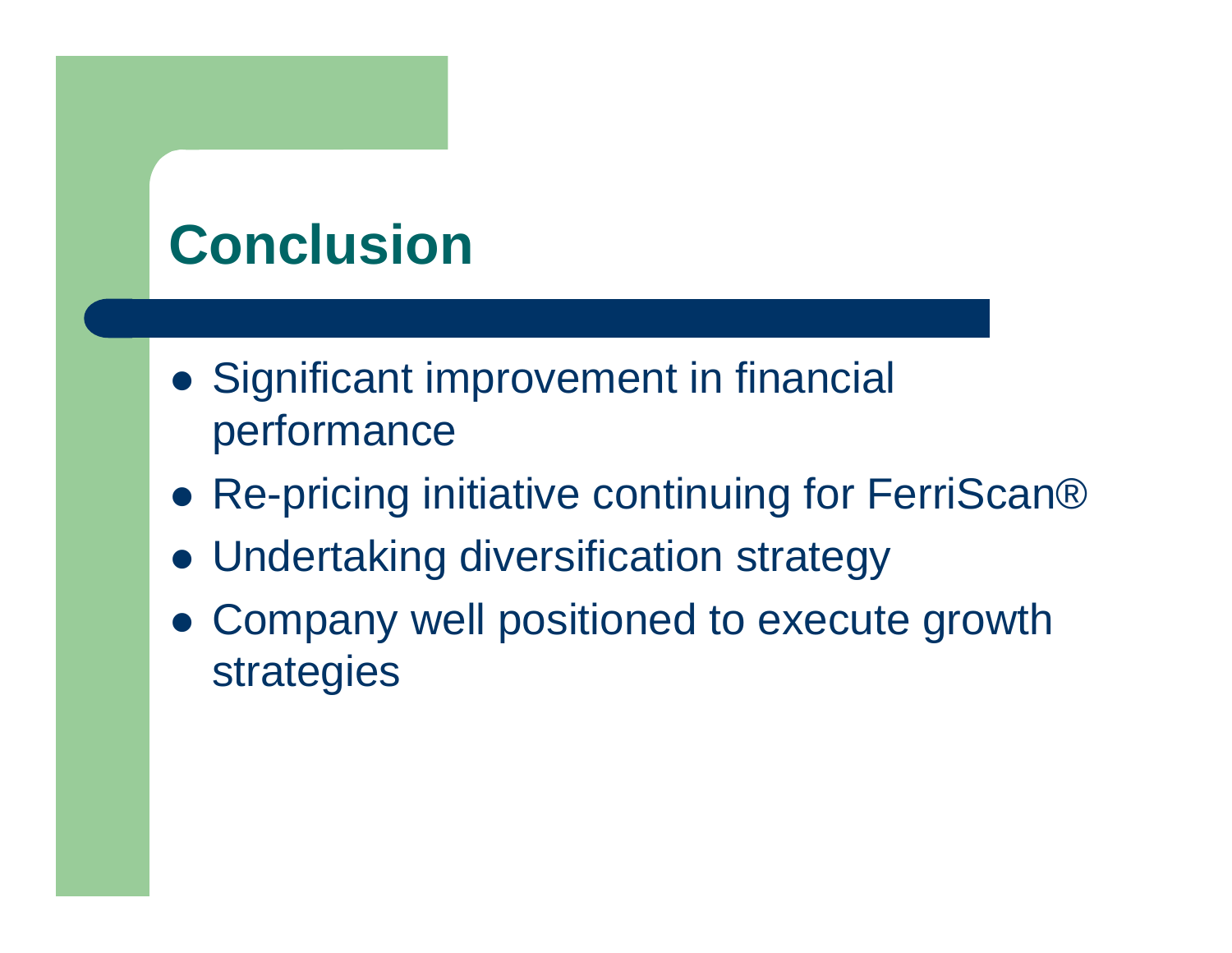# Conclusion

- Significant improvement in financial performance
- Re-pricing initiative continuing for FerriScan®
- Undertaking diversification strategy
- Company well positioned to execute growth strategies